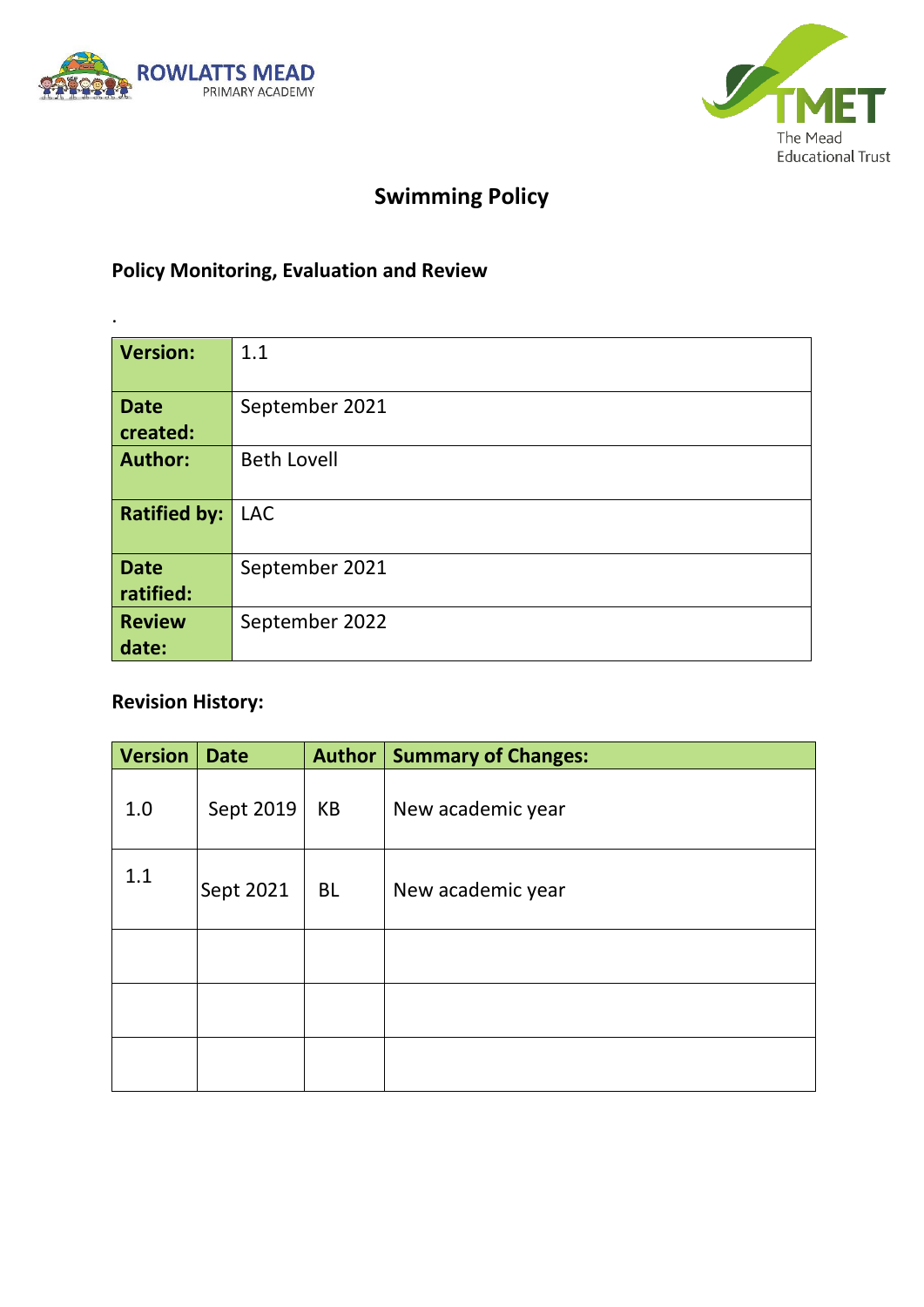ROWLATTS MEAD
PRIMARY ACADEMY

TMET
The Mead
Educational Trust

# Swimming Policy

## Policy Monitoring, Evaluation and Review

.

| **Version:** | 1.1 |
|---|---|
| **Date created:** | September 2021 |
| **Author:** | Beth Lovell |
| **Ratified by:** | LAC |
| **Date ratified:** | September 2021 |
| **Review date:** | September 2022 |

## Revision History:

| Version | Date | Author | Summary of Changes: |
|---|---|---|---|
| 1.0 | Sept 2019 | KB | New academic year |
| 1.1 | Sept 2021 | BL | New academic year |
| | | | |
| | | | |
| | | | |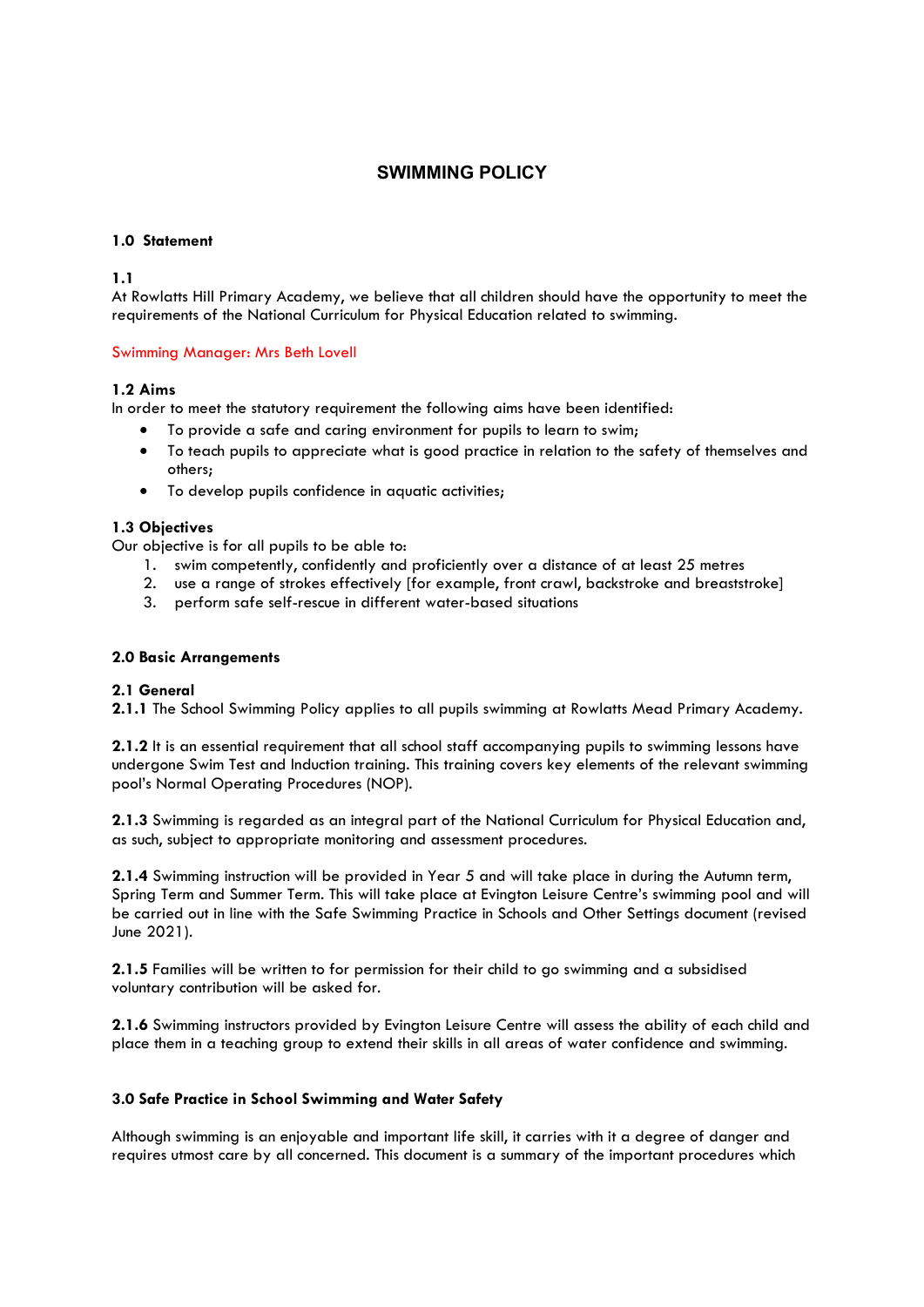# SWIMMING POLICY

## 1.0 Statement

### 1.1

At Rowlatts Hill Primary Academy, we believe that all children should have the opportunity to meet the requirements of the National Curriculum for Physical Education related to swimming.

Swimming Manager: Mrs Beth Lovell

### 1.2 Aims

In order to meet the statutory requirement the following aims have been identified:

- To provide a safe and caring environment for pupils to learn to swim;
- To teach pupils to appreciate what is good practice in relation to the safety of themselves and others;
- To develop pupils confidence in aquatic activities;

### 1.3 Objectives

Our objective is for all pupils to be able to:

1. swim competently, confidently and proficiently over a distance of at least 25 metres
2. use a range of strokes effectively [for example, front crawl, backstroke and breaststroke]
3. perform safe self-rescue in different water-based situations

## 2.0 Basic Arrangements

### 2.1 General

**2.1.1** The School Swimming Policy applies to all pupils swimming at Rowlatts Mead Primary Academy.

**2.1.2** It is an essential requirement that all school staff accompanying pupils to swimming lessons have undergone Swim Test and Induction training. This training covers key elements of the relevant swimming pool's Normal Operating Procedures (NOP).

**2.1.3** Swimming is regarded as an integral part of the National Curriculum for Physical Education and, as such, subject to appropriate monitoring and assessment procedures.

**2.1.4** Swimming instruction will be provided in Year 5 and will take place in during the Autumn term, Spring Term and Summer Term. This will take place at Evington Leisure Centre's swimming pool and will be carried out in line with the Safe Swimming Practice in Schools and Other Settings document (revised June 2021).

**2.1.5** Families will be written to for permission for their child to go swimming and a subsidised voluntary contribution will be asked for.

**2.1.6** Swimming instructors provided by Evington Leisure Centre will assess the ability of each child and place them in a teaching group to extend their skills in all areas of water confidence and swimming.

## 3.0 Safe Practice in School Swimming and Water Safety

Although swimming is an enjoyable and important life skill, it carries with it a degree of danger and requires utmost care by all concerned. This document is a summary of the important procedures which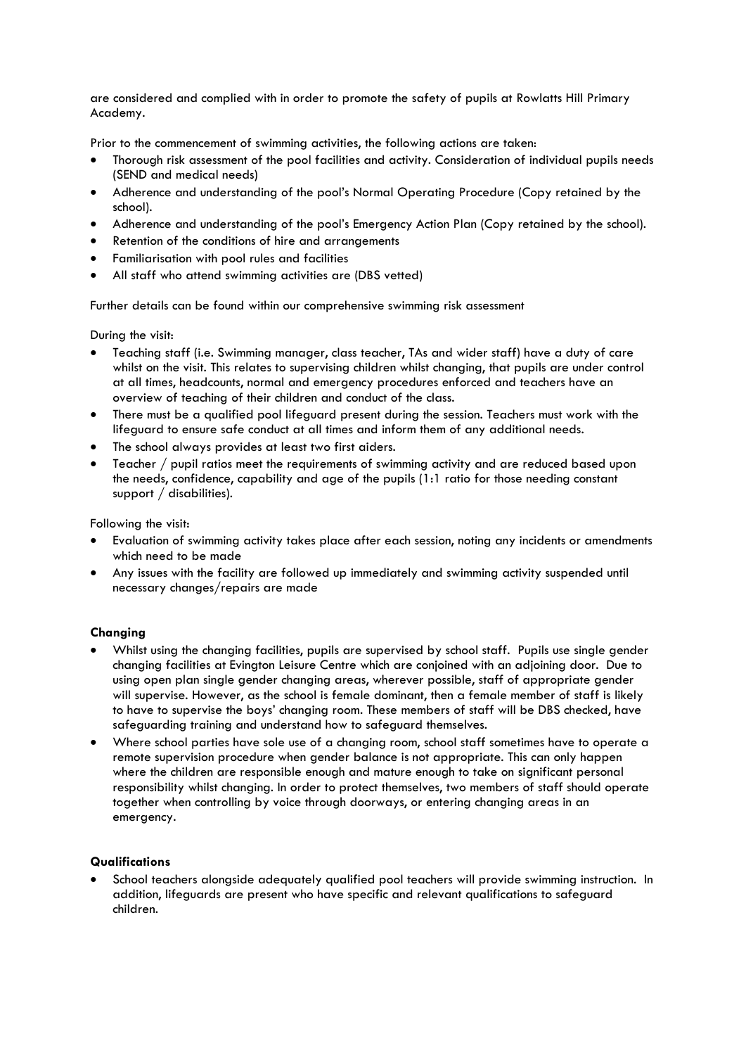are considered and complied with in order to promote the safety of pupils at Rowlatts Hill Primary Academy.

Prior to the commencement of swimming activities, the following actions are taken:

- Thorough risk assessment of the pool facilities and activity. Consideration of individual pupils needs (SEND and medical needs)
- Adherence and understanding of the pool's Normal Operating Procedure (Copy retained by the school).
- Adherence and understanding of the pool's Emergency Action Plan (Copy retained by the school).
- Retention of the conditions of hire and arrangements
- Familiarisation with pool rules and facilities
- All staff who attend swimming activities are (DBS vetted)

Further details can be found within our comprehensive swimming risk assessment

During the visit:

- Teaching staff (i.e. Swimming manager, class teacher, TAs and wider staff) have a duty of care whilst on the visit. This relates to supervising children whilst changing, that pupils are under control at all times, headcounts, normal and emergency procedures enforced and teachers have an overview of teaching of their children and conduct of the class.
- There must be a qualified pool lifeguard present during the session. Teachers must work with the lifeguard to ensure safe conduct at all times and inform them of any additional needs.
- The school always provides at least two first aiders.
- Teacher / pupil ratios meet the requirements of swimming activity and are reduced based upon the needs, confidence, capability and age of the pupils (1:1 ratio for those needing constant support / disabilities).

Following the visit:

- Evaluation of swimming activity takes place after each session, noting any incidents or amendments which need to be made
- Any issues with the facility are followed up immediately and swimming activity suspended until necessary changes/repairs are made

**Changing**

- Whilst using the changing facilities, pupils are supervised by school staff. Pupils use single gender changing facilities at Evington Leisure Centre which are conjoined with an adjoining door. Due to using open plan single gender changing areas, wherever possible, staff of appropriate gender will supervise. However, as the school is female dominant, then a female member of staff is likely to have to supervise the boys' changing room. These members of staff will be DBS checked, have safeguarding training and understand how to safeguard themselves.
- Where school parties have sole use of a changing room, school staff sometimes have to operate a remote supervision procedure when gender balance is not appropriate. This can only happen where the children are responsible enough and mature enough to take on significant personal responsibility whilst changing. In order to protect themselves, two members of staff should operate together when controlling by voice through doorways, or entering changing areas in an emergency.

**Qualifications**

- School teachers alongside adequately qualified pool teachers will provide swimming instruction. In addition, lifeguards are present who have specific and relevant qualifications to safeguard children.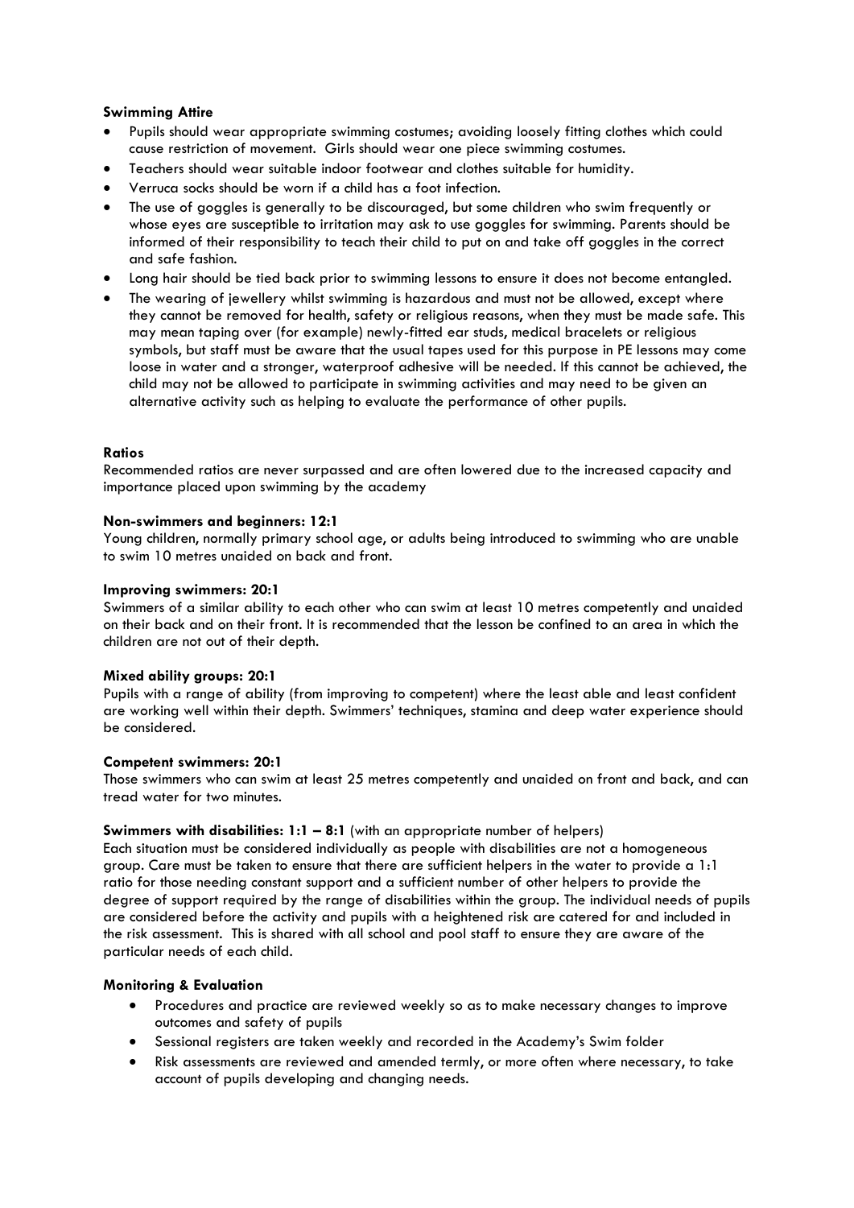**Swimming Attire**

- Pupils should wear appropriate swimming costumes; avoiding loosely fitting clothes which could cause restriction of movement. Girls should wear one piece swimming costumes.
- Teachers should wear suitable indoor footwear and clothes suitable for humidity.
- Verruca socks should be worn if a child has a foot infection.
- The use of goggles is generally to be discouraged, but some children who swim frequently or whose eyes are susceptible to irritation may ask to use goggles for swimming. Parents should be informed of their responsibility to teach their child to put on and take off goggles in the correct and safe fashion.
- Long hair should be tied back prior to swimming lessons to ensure it does not become entangled.
- The wearing of jewellery whilst swimming is hazardous and must not be allowed, except where they cannot be removed for health, safety or religious reasons, when they must be made safe. This may mean taping over (for example) newly-fitted ear studs, medical bracelets or religious symbols, but staff must be aware that the usual tapes used for this purpose in PE lessons may come loose in water and a stronger, waterproof adhesive will be needed. If this cannot be achieved, the child may not be allowed to participate in swimming activities and may need to be given an alternative activity such as helping to evaluate the performance of other pupils.

**Ratios**

Recommended ratios are never surpassed and are often lowered due to the increased capacity and importance placed upon swimming by the academy

**Non-swimmers and beginners: 12:1**

Young children, normally primary school age, or adults being introduced to swimming who are unable to swim 10 metres unaided on back and front.

**Improving swimmers: 20:1**

Swimmers of a similar ability to each other who can swim at least 10 metres competently and unaided on their back and on their front. It is recommended that the lesson be confined to an area in which the children are not out of their depth.

**Mixed ability groups: 20:1**

Pupils with a range of ability (from improving to competent) where the least able and least confident are working well within their depth. Swimmers' techniques, stamina and deep water experience should be considered.

**Competent swimmers: 20:1**

Those swimmers who can swim at least 25 metres competently and unaided on front and back, and can tread water for two minutes.

**Swimmers with disabilities: 1:1 – 8:1** (with an appropriate number of helpers)

Each situation must be considered individually as people with disabilities are not a homogeneous group. Care must be taken to ensure that there are sufficient helpers in the water to provide a 1:1 ratio for those needing constant support and a sufficient number of other helpers to provide the degree of support required by the range of disabilities within the group. The individual needs of pupils are considered before the activity and pupils with a heightened risk are catered for and included in the risk assessment. This is shared with all school and pool staff to ensure they are aware of the particular needs of each child.

**Monitoring & Evaluation**

- Procedures and practice are reviewed weekly so as to make necessary changes to improve outcomes and safety of pupils
- Sessional registers are taken weekly and recorded in the Academy's Swim folder
- Risk assessments are reviewed and amended termly, or more often where necessary, to take account of pupils developing and changing needs.